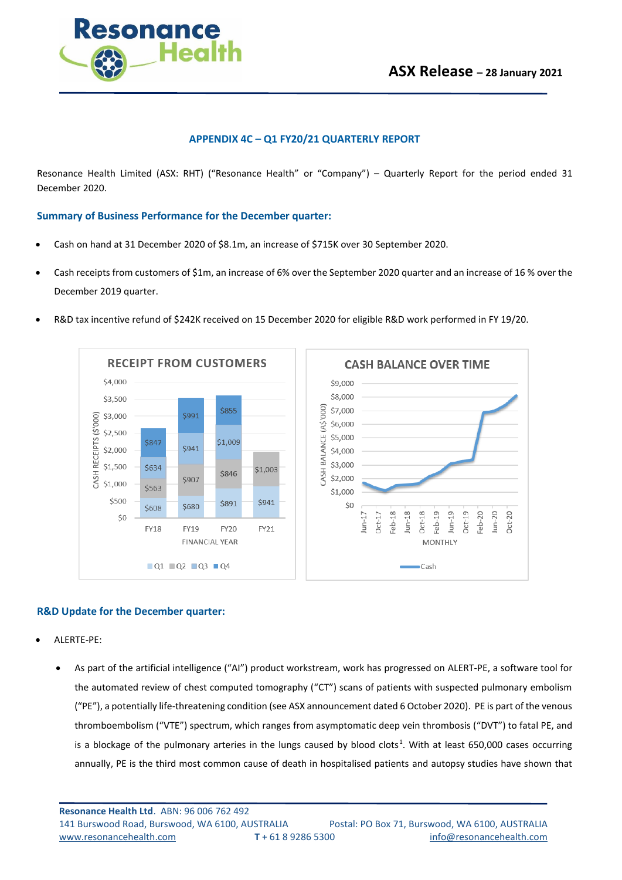**ASX Release – 28 January 2021**

## APPENDIX 4C – Q1 FY20/21 QUARTERLY REPORT

Resonance Health Limited (ASX: RHT) ("Resonance Health" or "Company") – Quarterly Report for the period ended 31 December 2020.

### Summary of Business Performance for the December quarter:

- Cash on hand at 31 December 2020 of $8.1m, an increase of $715K over 30 September 2020.
- Cash receipts from customers of $1m, an increase of 6% over the September 2020 quarter and an increase of 16 % over the December 2019 quarter.
- R&D tax incentive refund of $242K received on 15 December 2020 for eligible R&D work performed in FY 19/20.

**RECEIPT FROM CUSTOMERS** (Cash receipts $'000)

| Financial Year | Q1 | Q2 | Q3 | Q4 |
|---|---|---|---|---|
| FY18 | $608 | $563 | $634 | $847 |
| FY19 | $680 | $907 | $941 | $991 |
| FY20 | $891 | $846 | $1,009 | $855 |
| FY21 | $941 | $1,003 | | |

**CASH BALANCE OVER TIME** (Cash balance A$'000, monthly, Jun-17 to Oct-20)

### R&D Update for the December quarter:

- ALERTE-PE:
  - As part of the artificial intelligence ("AI") product workstream, work has progressed on ALERT-PE, a software tool for the automated review of chest computed tomography ("CT") scans of patients with suspected pulmonary embolism ("PE"), a potentially life-threatening condition (see ASX announcement dated 6 October 2020). PE is part of the venous thromboembolism ("VTE") spectrum, which ranges from asymptomatic deep vein thrombosis ("DVT") to fatal PE, and is a blockage of the pulmonary arteries in the lungs caused by blood clots[1]. With at least 650,000 cases occurring annually, PE is the third most common cause of death in hospitalised patients and autopsy studies have shown that

Resonance Health Ltd. ABN: 96 006 762 492
141 Burswood Road, Burswood, WA 6100, AUSTRALIA Postal: PO Box 71, Burswood, WA 6100, AUSTRALIA
www.resonancehealth.com T + 61 8 9286 5300 info@resonancehealth.com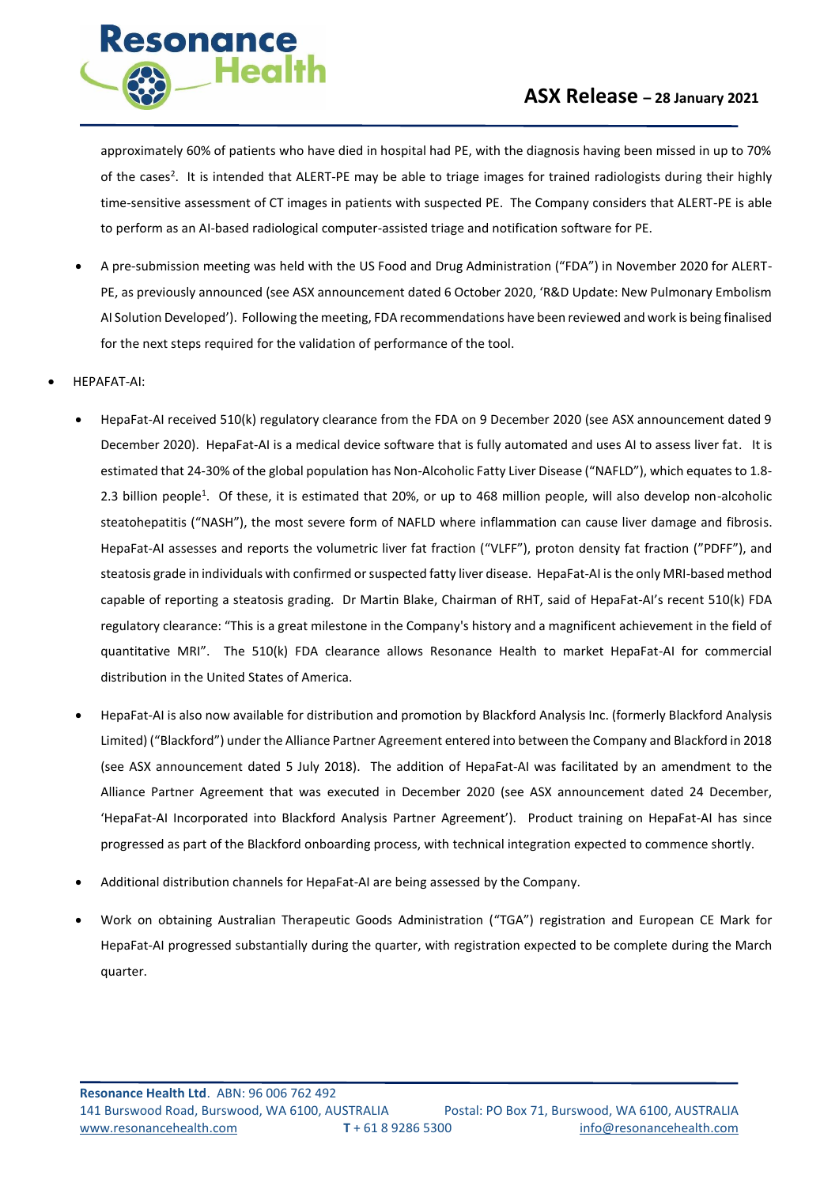approximately 60% of patients who have died in hospital had PE, with the diagnosis having been missed in up to 70% of the cases[2]. It is intended that ALERT-PE may be able to triage images for trained radiologists during their highly time-sensitive assessment of CT images in patients with suspected PE. The Company considers that ALERT-PE is able to perform as an AI-based radiological computer-assisted triage and notification software for PE.

- A pre-submission meeting was held with the US Food and Drug Administration ("FDA") in November 2020 for ALERT-PE, as previously announced (see ASX announcement dated 6 October 2020, 'R&D Update: New Pulmonary Embolism AI Solution Developed'). Following the meeting, FDA recommendations have been reviewed and work is being finalised for the next steps required for the validation of performance of the tool.

- HEPAFAT-AI:
  - HepaFat-AI received 510(k) regulatory clearance from the FDA on 9 December 2020 (see ASX announcement dated 9 December 2020). HepaFat-AI is a medical device software that is fully automated and uses AI to assess liver fat. It is estimated that 24-30% of the global population has Non-Alcoholic Fatty Liver Disease ("NAFLD"), which equates to 1.8-2.3 billion people[1]. Of these, it is estimated that 20%, or up to 468 million people, will also develop non-alcoholic steatohepatitis ("NASH"), the most severe form of NAFLD where inflammation can cause liver damage and fibrosis. HepaFat-AI assesses and reports the volumetric liver fat fraction ("VLFF"), proton density fat fraction ("PDFF"), and steatosis grade in individuals with confirmed or suspected fatty liver disease. HepaFat-AI is the only MRI-based method capable of reporting a steatosis grading. Dr Martin Blake, Chairman of RHT, said of HepaFat-AI's recent 510(k) FDA regulatory clearance: "This is a great milestone in the Company's history and a magnificent achievement in the field of quantitative MRI". The 510(k) FDA clearance allows Resonance Health to market HepaFat-AI for commercial distribution in the United States of America.

  - HepaFat-AI is also now available for distribution and promotion by Blackford Analysis Inc. (formerly Blackford Analysis Limited) ("Blackford") under the Alliance Partner Agreement entered into between the Company and Blackford in 2018 (see ASX announcement dated 5 July 2018). The addition of HepaFat-AI was facilitated by an amendment to the Alliance Partner Agreement that was executed in December 2020 (see ASX announcement dated 24 December, 'HepaFat-AI Incorporated into Blackford Analysis Partner Agreement'). Product training on HepaFat-AI has since progressed as part of the Blackford onboarding process, with technical integration expected to commence shortly.

  - Additional distribution channels for HepaFat-AI are being assessed by the Company.

  - Work on obtaining Australian Therapeutic Goods Administration ("TGA") registration and European CE Mark for HepaFat-AI progressed substantially during the quarter, with registration expected to be complete during the March quarter.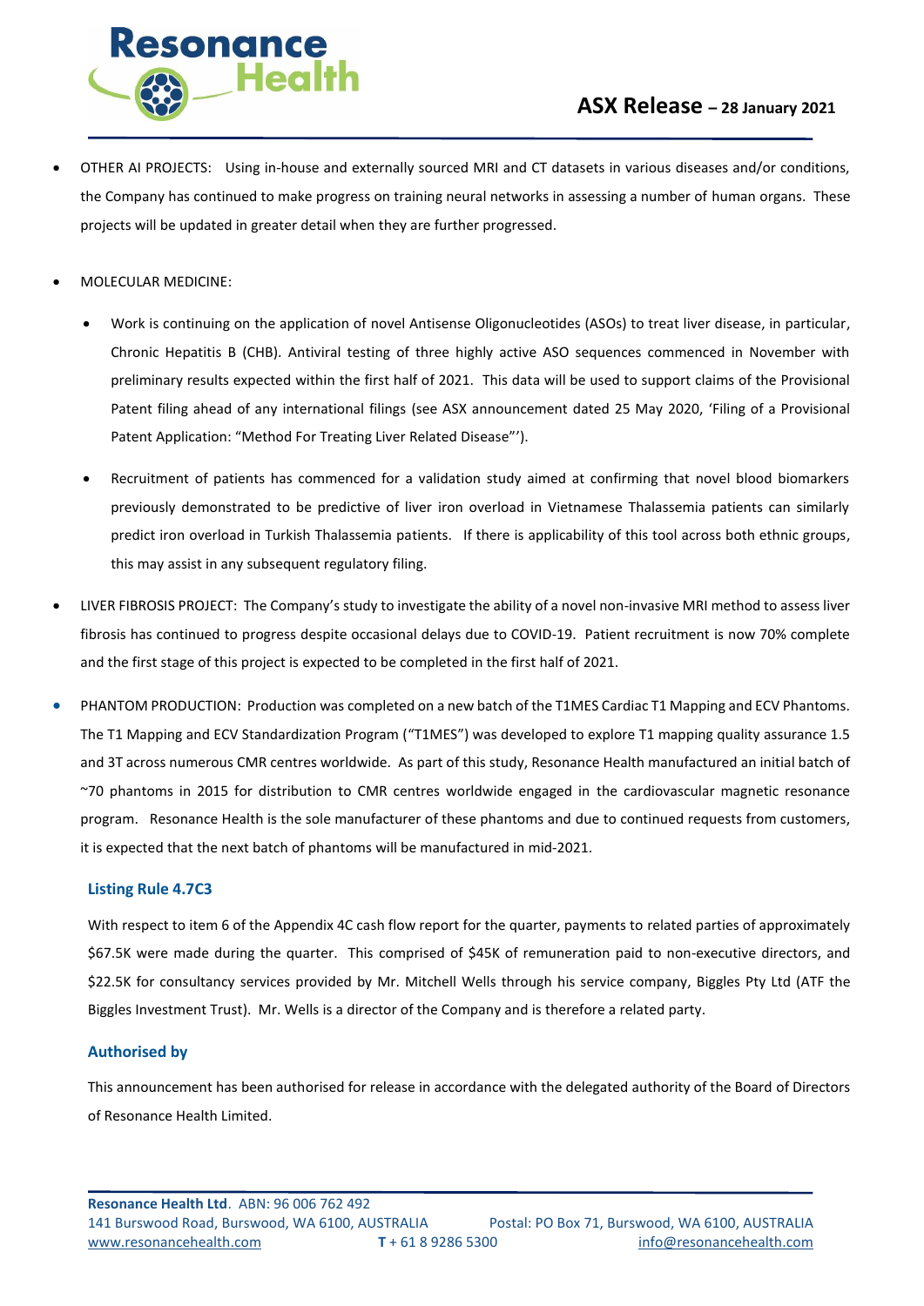- OTHER AI PROJECTS: Using in-house and externally sourced MRI and CT datasets in various diseases and/or conditions, the Company has continued to make progress on training neural networks in assessing a number of human organs. These projects will be updated in greater detail when they are further progressed.

- MOLECULAR MEDICINE:

  - Work is continuing on the application of novel Antisense Oligonucleotides (ASOs) to treat liver disease, in particular, Chronic Hepatitis B (CHB). Antiviral testing of three highly active ASO sequences commenced in November with preliminary results expected within the first half of 2021. This data will be used to support claims of the Provisional Patent filing ahead of any international filings (see ASX announcement dated 25 May 2020, 'Filing of a Provisional Patent Application: "Method For Treating Liver Related Disease"').

  - Recruitment of patients has commenced for a validation study aimed at confirming that novel blood biomarkers previously demonstrated to be predictive of liver iron overload in Vietnamese Thalassemia patients can similarly predict iron overload in Turkish Thalassemia patients. If there is applicability of this tool across both ethnic groups, this may assist in any subsequent regulatory filing.

- LIVER FIBROSIS PROJECT: The Company's study to investigate the ability of a novel non-invasive MRI method to assess liver fibrosis has continued to progress despite occasional delays due to COVID-19. Patient recruitment is now 70% complete and the first stage of this project is expected to be completed in the first half of 2021.

- PHANTOM PRODUCTION: Production was completed on a new batch of the T1MES Cardiac T1 Mapping and ECV Phantoms. The T1 Mapping and ECV Standardization Program ("T1MES") was developed to explore T1 mapping quality assurance 1.5 and 3T across numerous CMR centres worldwide. As part of this study, Resonance Health manufactured an initial batch of ~70 phantoms in 2015 for distribution to CMR centres worldwide engaged in the cardiovascular magnetic resonance program. Resonance Health is the sole manufacturer of these phantoms and due to continued requests from customers, it is expected that the next batch of phantoms will be manufactured in mid-2021.

### Listing Rule 4.7C3

With respect to item 6 of the Appendix 4C cash flow report for the quarter, payments to related parties of approximately $67.5K were made during the quarter. This comprised of $45K of remuneration paid to non-executive directors, and $22.5K for consultancy services provided by Mr. Mitchell Wells through his service company, Biggles Pty Ltd (ATF the Biggles Investment Trust). Mr. Wells is a director of the Company and is therefore a related party.

### Authorised by

This announcement has been authorised for release in accordance with the delegated authority of the Board of Directors of Resonance Health Limited.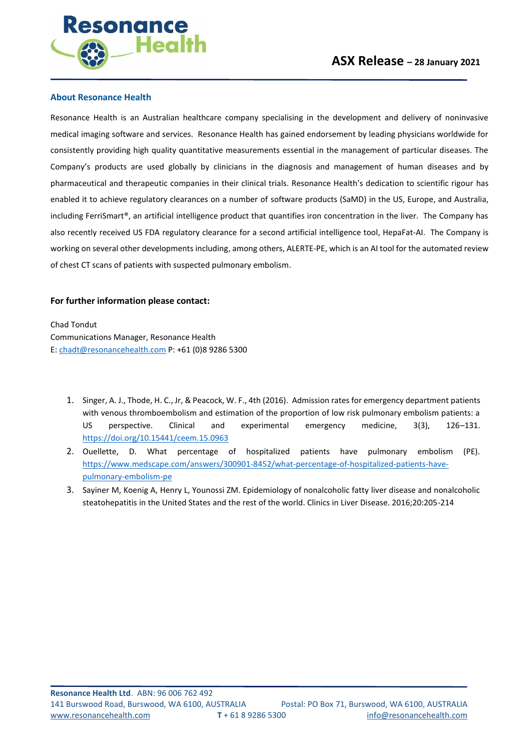### About Resonance Health

Resonance Health is an Australian healthcare company specialising in the development and delivery of noninvasive medical imaging software and services. Resonance Health has gained endorsement by leading physicians worldwide for consistently providing high quality quantitative measurements essential in the management of particular diseases. The Company's products are used globally by clinicians in the diagnosis and management of human diseases and by pharmaceutical and therapeutic companies in their clinical trials. Resonance Health's dedication to scientific rigour has enabled it to achieve regulatory clearances on a number of software products (SaMD) in the US, Europe, and Australia, including FerriSmart®, an artificial intelligence product that quantifies iron concentration in the liver. The Company has also recently received US FDA regulatory clearance for a second artificial intelligence tool, HepaFat-AI. The Company is working on several other developments including, among others, ALERTE-PE, which is an AI tool for the automated review of chest CT scans of patients with suspected pulmonary embolism.

**For further information please contact:**

Chad Tondut
Communications Manager, Resonance Health
E: chadt@resonancehealth.com P: +61 (0)8 9286 5300

1. Singer, A. J., Thode, H. C., Jr, & Peacock, W. F., 4th (2016). Admission rates for emergency department patients with venous thromboembolism and estimation of the proportion of low risk pulmonary embolism patients: a US perspective. Clinical and experimental emergency medicine, 3(3), 126–131. https://doi.org/10.15441/ceem.15.0963
2. Ouellette, D. What percentage of hospitalized patients have pulmonary embolism (PE). https://www.medscape.com/answers/300901-8452/what-percentage-of-hospitalized-patients-have-pulmonary-embolism-pe
3. Sayiner M, Koenig A, Henry L, Younossi ZM. Epidemiology of nonalcoholic fatty liver disease and nonalcoholic steatohepatitis in the United States and the rest of the world. Clinics in Liver Disease. 2016;20:205-214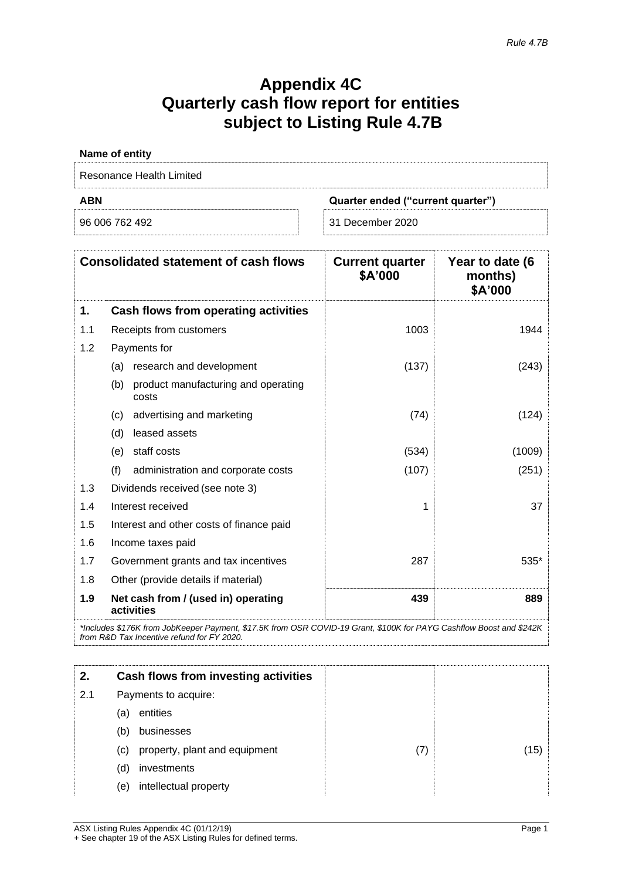# Appendix 4C
# Quarterly cash flow report for entities subject to Listing Rule 4.7B

**Name of entity**

Resonance Health Limited

| ABN | Quarter ended ("current quarter") |
|---|---|
| 96 006 762 492 | 31 December 2020 |

| | Consolidated statement of cash flows | Current quarter $A'000 | Year to date (6 months) $A'000 |
|---|---|---|---|
| **1.** | **Cash flows from operating activities** | | |
| 1.1 | Receipts from customers | 1003 | 1944 |
| 1.2 | Payments for | | |
| | (a) research and development | (137) | (243) |
| | (b) product manufacturing and operating costs | | |
| | (c) advertising and marketing | (74) | (124) |
| | (d) leased assets | | |
| | (e) staff costs | (534) | (1009) |
| | (f) administration and corporate costs | (107) | (251) |
| 1.3 | Dividends received (see note 3) | | |
| 1.4 | Interest received | 1 | 37 |
| 1.5 | Interest and other costs of finance paid | | |
| 1.6 | Income taxes paid | | |
| 1.7 | Government grants and tax incentives | 287 | 535* |
| 1.8 | Other (provide details if material) | | |
| **1.9** | **Net cash from / (used in) operating activities** | **439** | **889** |

*\*Includes $176K from JobKeeper Payment, $17.5K from OSR COVID-19 Grant, $100K for PAYG Cashflow Boost and $242K from R&D Tax Incentive refund for FY 2020.*

| | | | |
|---|---|---|---|
| **2.** | **Cash flows from investing activities** | | |
| 2.1 | Payments to acquire: | | |
| | (a) entities | | |
| | (b) businesses | | |
| | (c) property, plant and equipment | (7) | (15) |
| | (d) investments | | |
| | (e) intellectual property | | |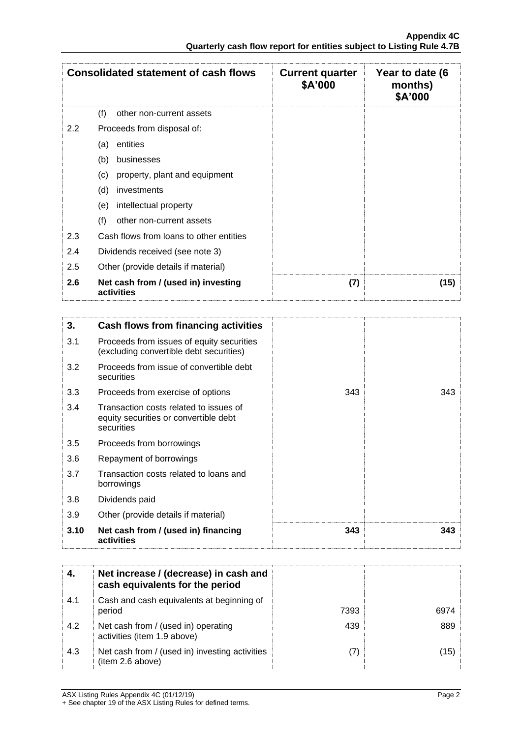| Consolidated statement of cash flows | | Current quarter \$A'000 | Year to date (6 months) \$A'000 |
|---|---|---|---|
| | (f) other non-current assets | | |
| 2.2 | Proceeds from disposal of: | | |
| | (a) entities | | |
| | (b) businesses | | |
| | (c) property, plant and equipment | | |
| | (d) investments | | |
| | (e) intellectual property | | |
| | (f) other non-current assets | | |
| 2.3 | Cash flows from loans to other entities | | |
| 2.4 | Dividends received (see note 3) | | |
| 2.5 | Other (provide details if material) | | |
| **2.6** | **Net cash from / (used in) investing activities** | **(7)** | **(15)** |

| **3.** | **Cash flows from financing activities** | | |
|---|---|---|---|
| 3.1 | Proceeds from issues of equity securities (excluding convertible debt securities) | | |
| 3.2 | Proceeds from issue of convertible debt securities | | |
| 3.3 | Proceeds from exercise of options | 343 | 343 |
| 3.4 | Transaction costs related to issues of equity securities or convertible debt securities | | |
| 3.5 | Proceeds from borrowings | | |
| 3.6 | Repayment of borrowings | | |
| 3.7 | Transaction costs related to loans and borrowings | | |
| 3.8 | Dividends paid | | |
| 3.9 | Other (provide details if material) | | |
| **3.10** | **Net cash from / (used in) financing activities** | **343** | **343** |

| **4.** | **Net increase / (decrease) in cash and cash equivalents for the period** | | |
|---|---|---|---|
| 4.1 | Cash and cash equivalents at beginning of period | 7393 | 6974 |
| 4.2 | Net cash from / (used in) operating activities (item 1.9 above) | 439 | 889 |
| 4.3 | Net cash from / (used in) investing activities (item 2.6 above) | (7) | (15) |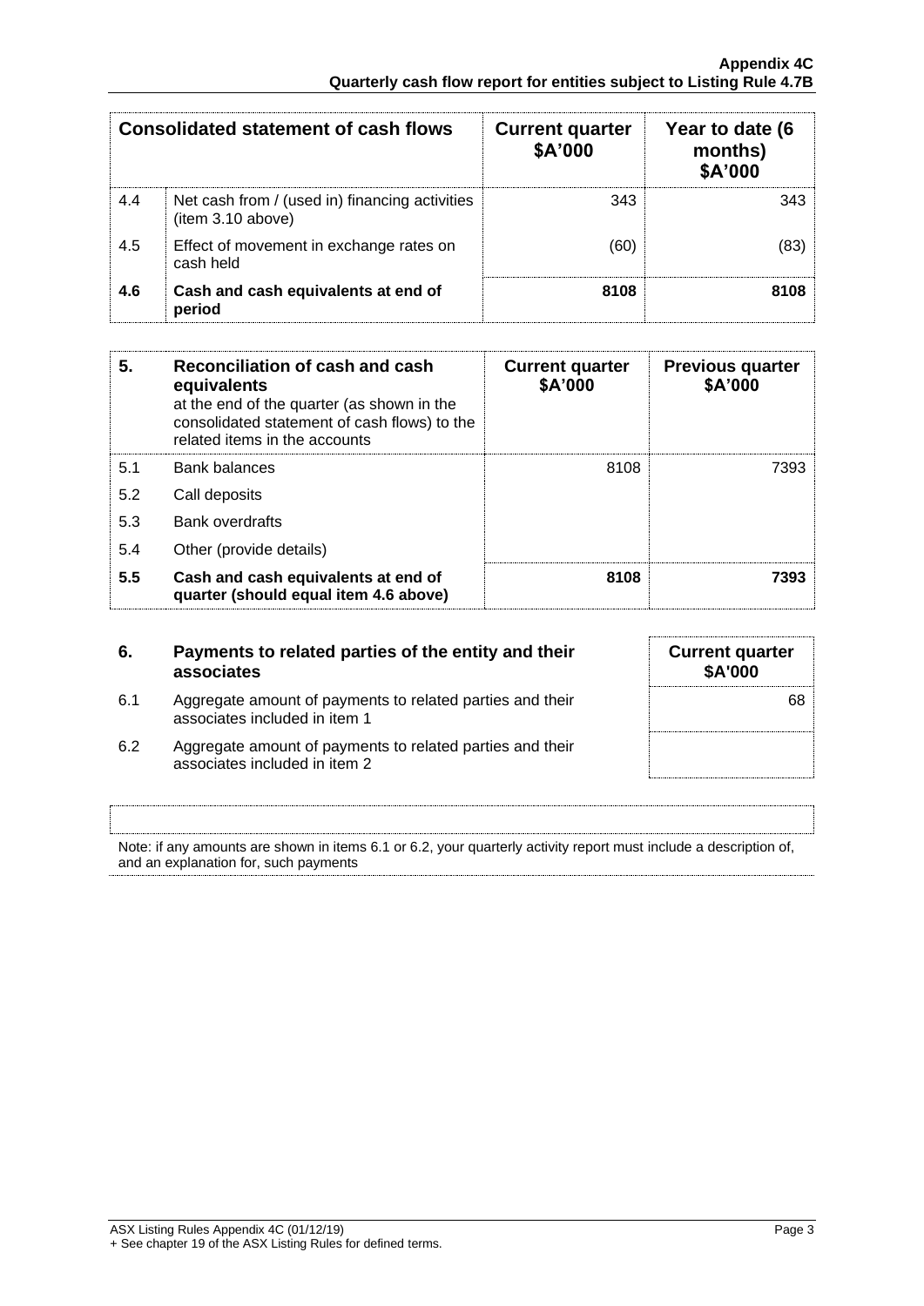| Consolidated statement of cash flows | | Current quarter $A'000 | Year to date (6 months) $A'000 |
|---|---|---|---|
| 4.4 | Net cash from / (used in) financing activities (item 3.10 above) | 343 | 343 |
| 4.5 | Effect of movement in exchange rates on cash held | (60) | (83) |
| **4.6** | **Cash and cash equivalents at end of period** | **8108** | **8108** |

| 5. | **Reconciliation of cash and cash equivalents** at the end of the quarter (as shown in the consolidated statement of cash flows) to the related items in the accounts | Current quarter $A'000 | Previous quarter $A'000 |
|---|---|---|---|
| 5.1 | Bank balances | 8108 | 7393 |
| 5.2 | Call deposits | | |
| 5.3 | Bank overdrafts | | |
| 5.4 | Other (provide details) | | |
| **5.5** | **Cash and cash equivalents at end of quarter (should equal item 4.6 above)** | **8108** | **7393** |

| 6. | **Payments to related parties of the entity and their associates** | Current quarter $A'000 |
|---|---|---|
| 6.1 | Aggregate amount of payments to related parties and their associates included in item 1 | 68 |
| 6.2 | Aggregate amount of payments to related parties and their associates included in item 2 | |

Note: if any amounts are shown in items 6.1 or 6.2, your quarterly activity report must include a description of, and an explanation for, such payments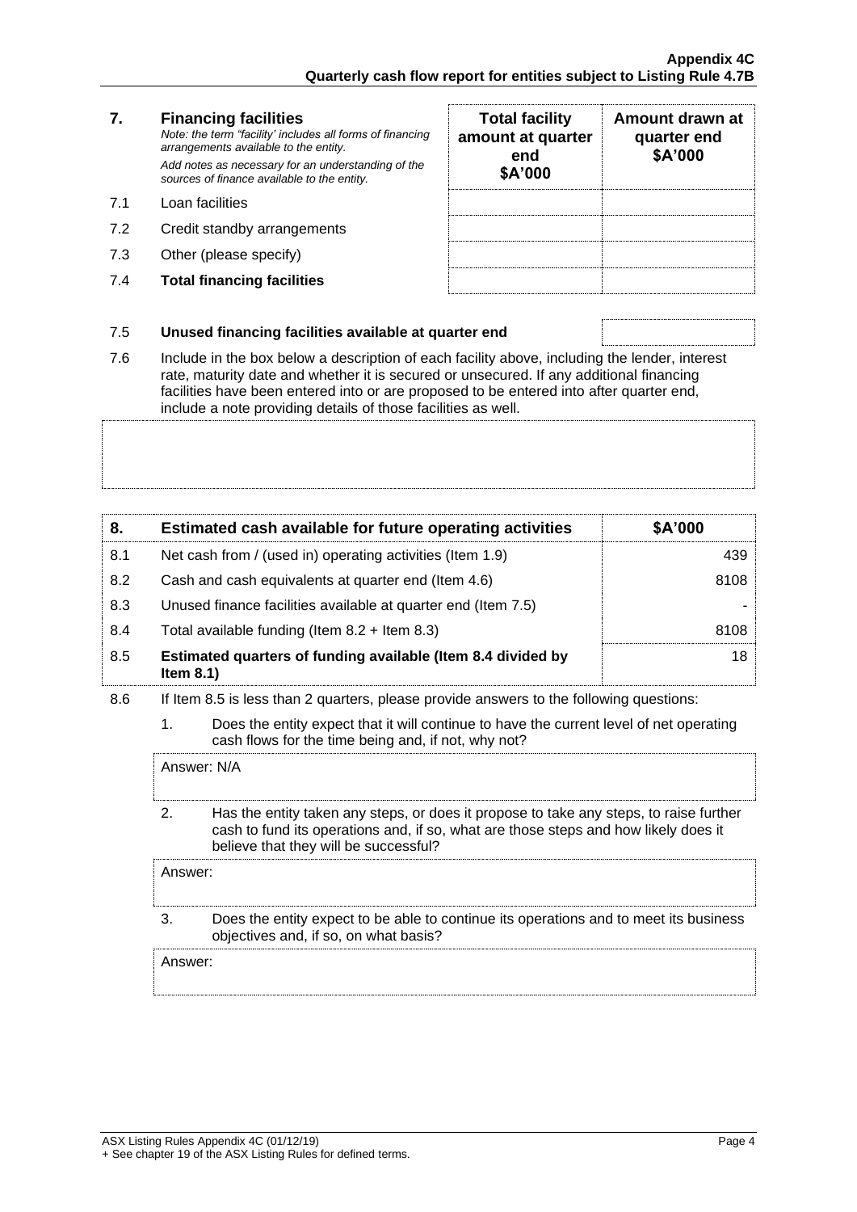| 7. | **Financing facilities**<br>*Note: the term "facility' includes all forms of financing arrangements available to the entity.*<br>*Add notes as necessary for an understanding of the sources of finance available to the entity.* | **Total facility amount at quarter end \$A'000** | **Amount drawn at quarter end \$A'000** |
|---|---|---|---|
| 7.1 | Loan facilities | | |
| 7.2 | Credit standby arrangements | | |
| 7.3 | Other (please specify) | | |
| 7.4 | **Total financing facilities** | | |

| | | |
|---|---|---|
| 7.5 | **Unused financing facilities available at quarter end** | |

7.6 Include in the box below a description of each facility above, including the lender, interest rate, maturity date and whether it is secured or unsecured. If any additional financing facilities have been entered into or are proposed to be entered into after quarter end, include a note providing details of those facilities as well.

| 8. | Estimated cash available for future operating activities | \$A'000 |
|---|---|---|
| 8.1 | Net cash from / (used in) operating activities (Item 1.9) | 439 |
| 8.2 | Cash and cash equivalents at quarter end (Item 4.6) | 8108 |
| 8.3 | Unused finance facilities available at quarter end (Item 7.5) | - |
| 8.4 | Total available funding (Item 8.2 + Item 8.3) | 8108 |
| 8.5 | **Estimated quarters of funding available (Item 8.4 divided by Item 8.1)** | 18 |

8.6 If Item 8.5 is less than 2 quarters, please provide answers to the following questions:

1. Does the entity expect that it will continue to have the current level of net operating cash flows for the time being and, if not, why not?

Answer: N/A

2. Has the entity taken any steps, or does it propose to take any steps, to raise further cash to fund its operations and, if so, what are those steps and how likely does it believe that they will be successful?

Answer:

3. Does the entity expect to be able to continue its operations and to meet its business objectives and, if so, on what basis?

Answer: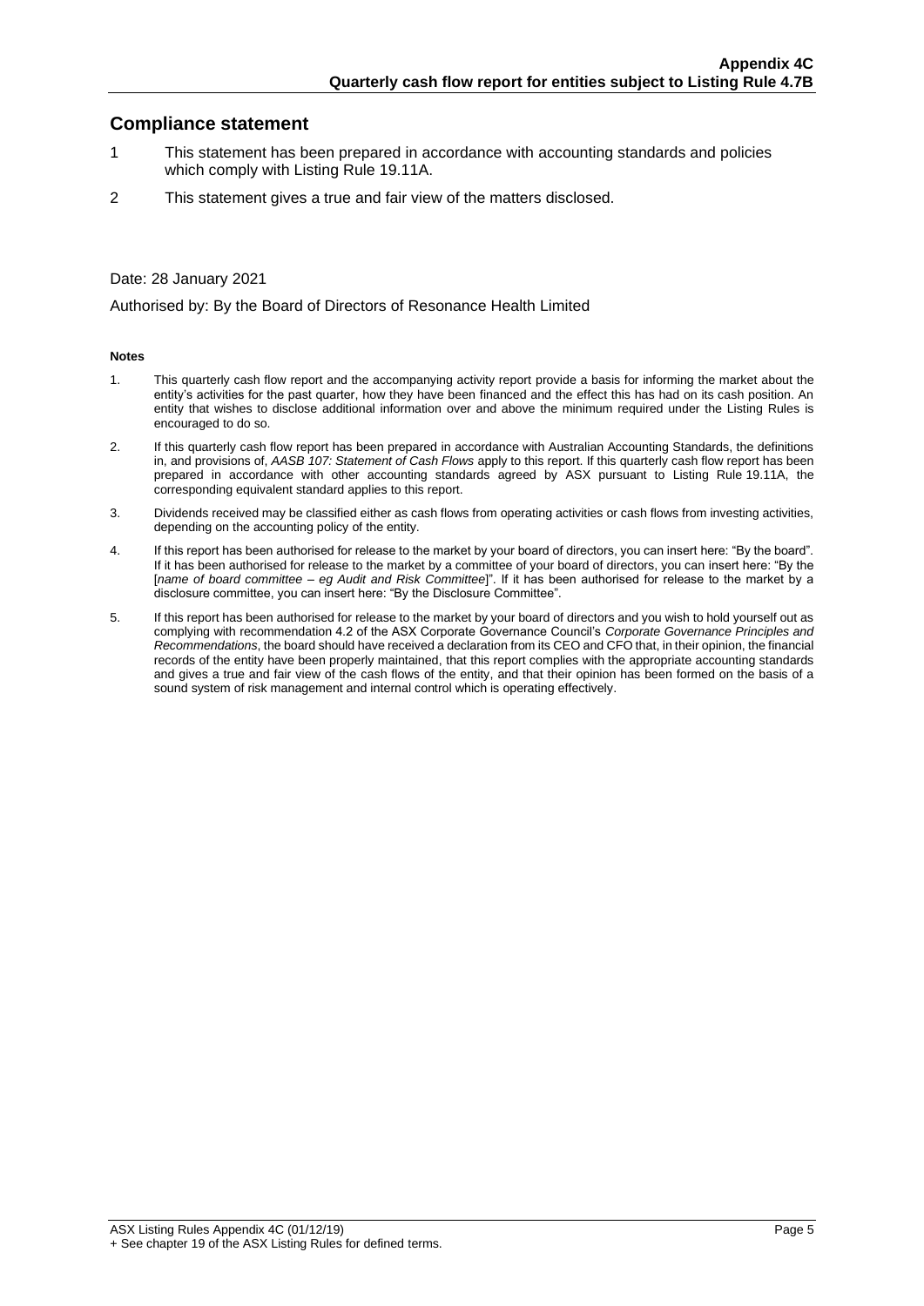## Compliance statement

1 This statement has been prepared in accordance with accounting standards and policies which comply with Listing Rule 19.11A.

2 This statement gives a true and fair view of the matters disclosed.

Date: 28 January 2021

Authorised by: By the Board of Directors of Resonance Health Limited

**Notes**

1. This quarterly cash flow report and the accompanying activity report provide a basis for informing the market about the entity's activities for the past quarter, how they have been financed and the effect this has had on its cash position. An entity that wishes to disclose additional information over and above the minimum required under the Listing Rules is encouraged to do so.
2. If this quarterly cash flow report has been prepared in accordance with Australian Accounting Standards, the definitions in, and provisions of, *AASB 107: Statement of Cash Flows* apply to this report. If this quarterly cash flow report has been prepared in accordance with other accounting standards agreed by ASX pursuant to Listing Rule 19.11A, the corresponding equivalent standard applies to this report.
3. Dividends received may be classified either as cash flows from operating activities or cash flows from investing activities, depending on the accounting policy of the entity.
4. If this report has been authorised for release to the market by your board of directors, you can insert here: "By the board". If it has been authorised for release to the market by a committee of your board of directors, you can insert here: "By the [*name of board committee – eg Audit and Risk Committee*]". If it has been authorised for release to the market by a disclosure committee, you can insert here: "By the Disclosure Committee".
5. If this report has been authorised for release to the market by your board of directors and you wish to hold yourself out as complying with recommendation 4.2 of the ASX Corporate Governance Council's *Corporate Governance Principles and Recommendations*, the board should have received a declaration from its CEO and CFO that, in their opinion, the financial records of the entity have been properly maintained, that this report complies with the appropriate accounting standards and gives a true and fair view of the cash flows of the entity, and that their opinion has been formed on the basis of a sound system of risk management and internal control which is operating effectively.